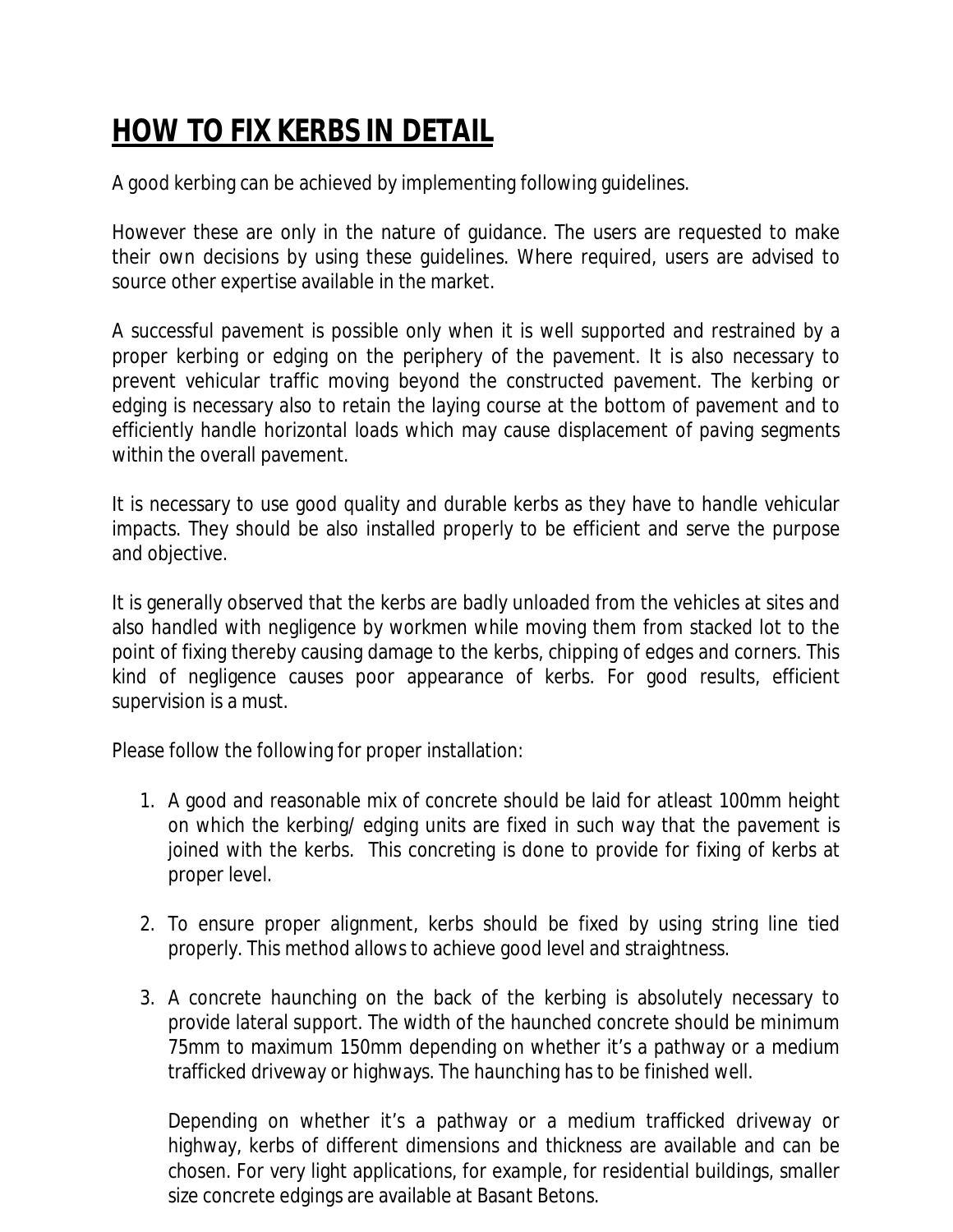# HOW TO FIX KERBS IN DETAIL

A good kerbing can be achieved by implementing following guidelines.

However these are only in the nature of guidance. The users are requested to make their own decisions by using these guidelines. Where required, users are advised to source other expertise available in the market.

A successful pavement is possible only when it is well supported and restrained by a proper kerbing or edging on the periphery of the pavement. It is also necessary to prevent vehicular traffic moving beyond the constructed pavement. The kerbing or edging is necessary also to retain the laying course at the bottom of pavement and to efficiently handle horizontal loads which may cause displacement of paving segments within the overall pavement.

It is necessary to use good quality and durable kerbs as they have to handle vehicular impacts. They should be also installed properly to be efficient and serve the purpose and objective.

It is generally observed that the kerbs are badly unloaded from the vehicles at sites and also handled with negligence by workmen while moving them from stacked lot to the point of fixing thereby causing damage to the kerbs, chipping of edges and corners. This kind of negligence causes poor appearance of kerbs. For good results, efficient supervision is a must.

Please follow the following for proper installation:

1. A good and reasonable mix of concrete should be laid for atleast 100mm height on which the kerbing/ edging units are fixed in such way that the pavement is joined with the kerbs. This concreting is done to provide for fixing of kerbs at proper level.

2. To ensure proper alignment, kerbs should be fixed by using string line tied properly. This method allows to achieve good level and straightness.

3. A concrete haunching on the back of the kerbing is absolutely necessary to provide lateral support. The width of the haunched concrete should be minimum 75mm to maximum 150mm depending on whether it's a pathway or a medium trafficked driveway or highways. The haunching has to be finished well.

   Depending on whether it's a pathway or a medium trafficked driveway or highway, kerbs of different dimensions and thickness are available and can be chosen. For very light applications, for example, for residential buildings, smaller size concrete edgings are available at Basant Betons.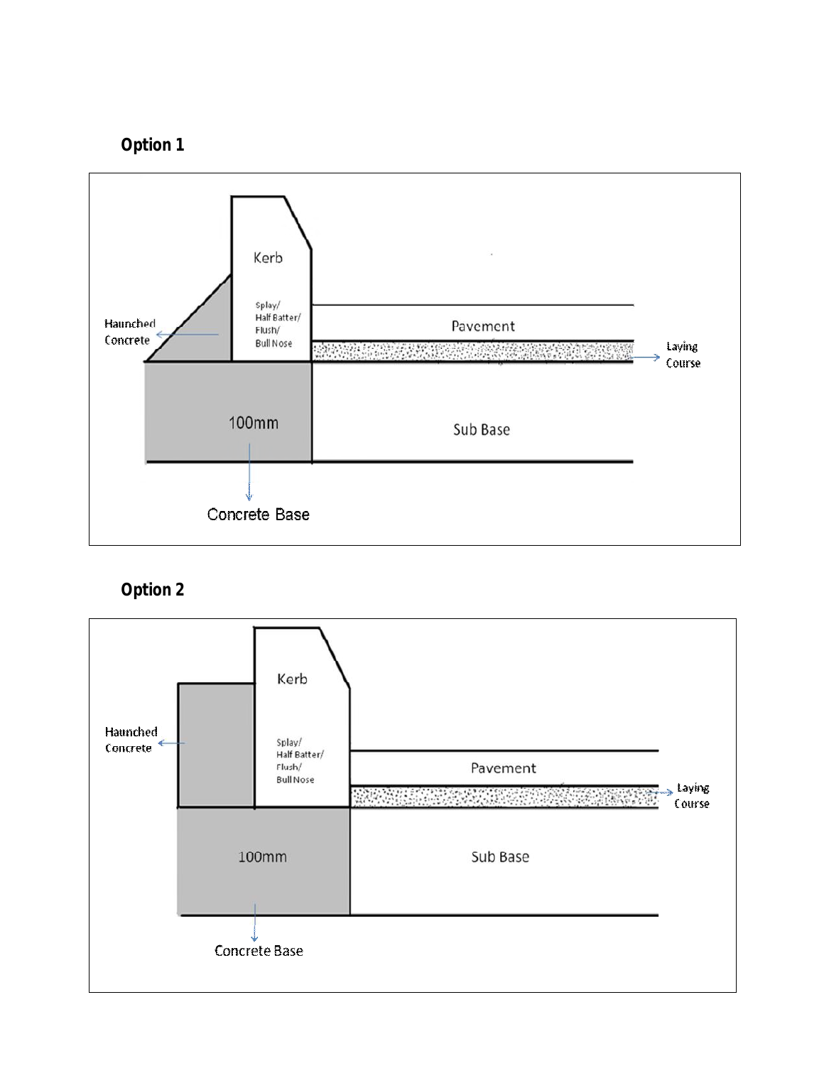**Option 1**

Kerb

Splay/
Half Batter/
Flush/
Bull Nose

Haunched Concrete

Pavement

Laying Course

100mm

Sub Base

Concrete Base

**Option 2**

Kerb

Splay/
Half Batter/
Flush/
Bull Nose

Haunched Concrete

Pavement

Laying Course

100mm

Sub Base

Concrete Base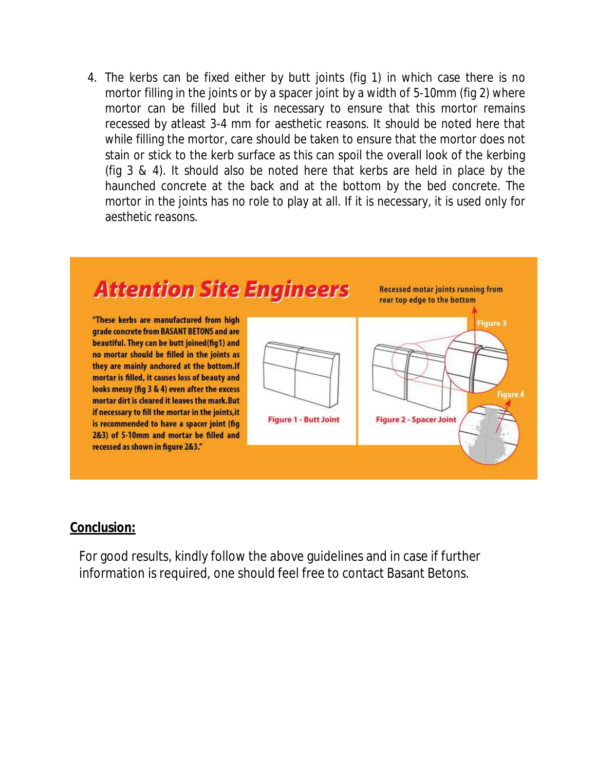4. The kerbs can be fixed either by butt joints (fig 1) in which case there is no mortor filling in the joints or by a spacer joint by a width of 5-10mm (fig 2) where mortor can be filled but it is necessary to ensure that this mortor remains recessed by atleast 3-4 mm for aesthetic reasons. It should be noted here that while filling the mortor, care should be taken to ensure that the mortor does not stain or stick to the kerb surface as this can spoil the overall look of the kerbing (fig 3 & 4). It should also be noted here that kerbs are held in place by the haunched concrete at the back and at the bottom by the bed concrete. The mortor in the joints has no role to play at all. If it is necessary, it is used only for aesthetic reasons.

## Attention Site Engineers

"These kerbs are manufactured from high grade concrete from BASANT BETONS and are beautiful. They can be butt joined(fig1) and no mortar should be filled in the joints as they are mainly anchored at the bottom.If mortar is filled, it causes loss of beauty and looks messy (fig 3 & 4) even after the excess mortar dirt is cleared it leaves the mark.But if necessary to fill the mortar in the joints,it is recommended to have a spacer joint (fig 2&3) of 5-10mm and mortar be filled and recessed as shown in figure 2&3."

Recessed motar joints running from rear top edge to the bottom

Figure 3

Figure 4

Figure 1 - Butt Joint

Figure 2 - Spacer Joint

**Conclusion:**

For good results, kindly follow the above guidelines and in case if further information is required, one should feel free to contact Basant Betons.